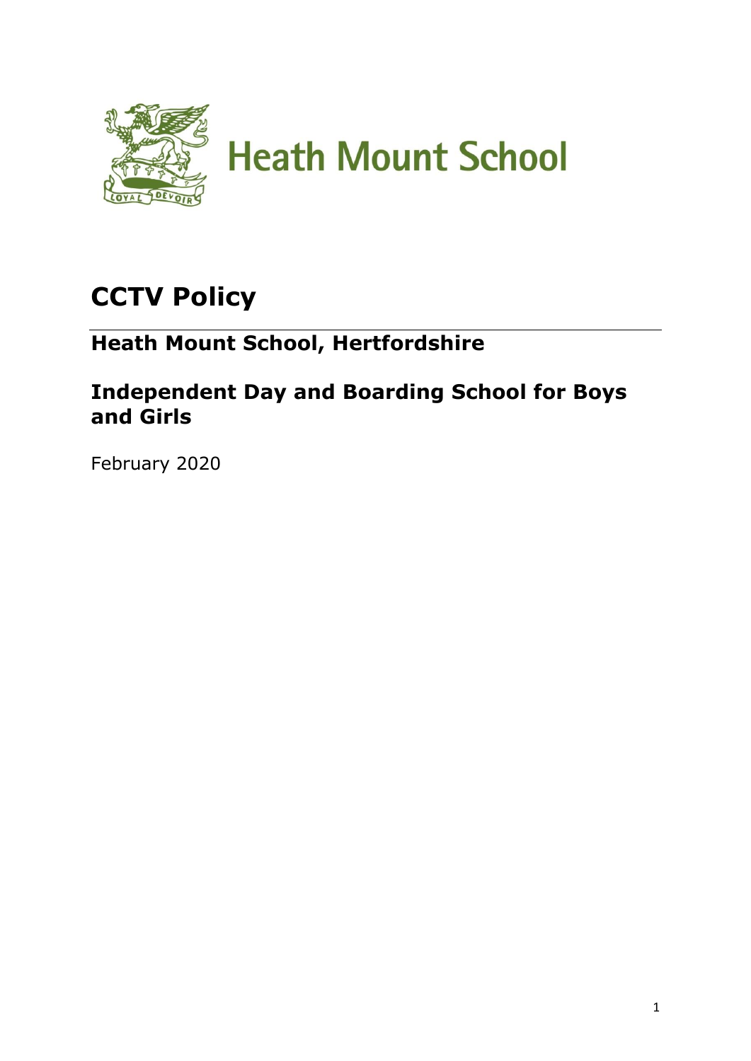Heath Mount School

# CCTV Policy

## Heath Mount School, Hertfordshire

## Independent Day and Boarding School for Boys and Girls

February 2020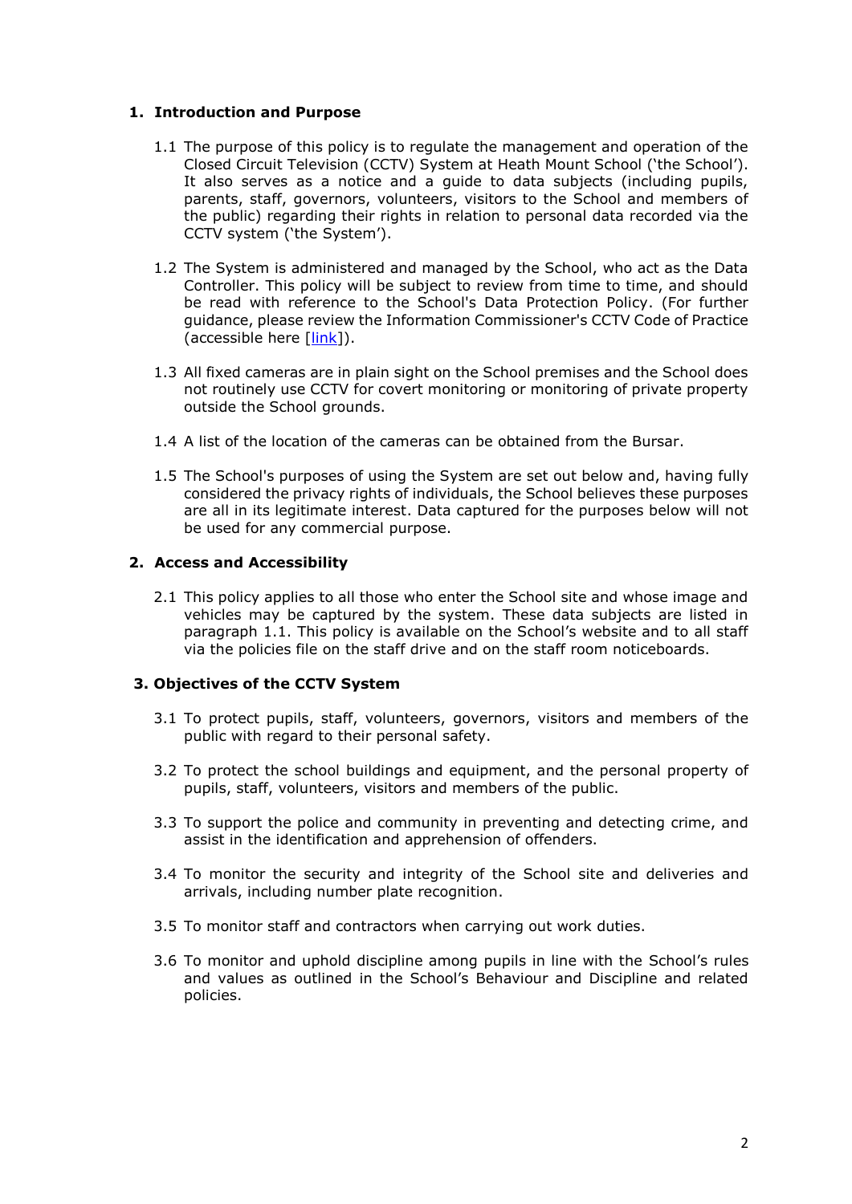## 1. Introduction and Purpose

1.1 The purpose of this policy is to regulate the management and operation of the Closed Circuit Television (CCTV) System at Heath Mount School ('the School'). It also serves as a notice and a guide to data subjects (including pupils, parents, staff, governors, volunteers, visitors to the School and members of the public) regarding their rights in relation to personal data recorded via the CCTV system ('the System').

1.2 The System is administered and managed by the School, who act as the Data Controller. This policy will be subject to review from time to time, and should be read with reference to the School's Data Protection Policy. (For further guidance, please review the Information Commissioner's CCTV Code of Practice (accessible here [link]).

1.3 All fixed cameras are in plain sight on the School premises and the School does not routinely use CCTV for covert monitoring or monitoring of private property outside the School grounds.

1.4 A list of the location of the cameras can be obtained from the Bursar.

1.5 The School's purposes of using the System are set out below and, having fully considered the privacy rights of individuals, the School believes these purposes are all in its legitimate interest. Data captured for the purposes below will not be used for any commercial purpose.

## 2. Access and Accessibility

2.1 This policy applies to all those who enter the School site and whose image and vehicles may be captured by the system. These data subjects are listed in paragraph 1.1. This policy is available on the School's website and to all staff via the policies file on the staff drive and on the staff room noticeboards.

## 3. Objectives of the CCTV System

3.1 To protect pupils, staff, volunteers, governors, visitors and members of the public with regard to their personal safety.

3.2 To protect the school buildings and equipment, and the personal property of pupils, staff, volunteers, visitors and members of the public.

3.3 To support the police and community in preventing and detecting crime, and assist in the identification and apprehension of offenders.

3.4 To monitor the security and integrity of the School site and deliveries and arrivals, including number plate recognition.

3.5 To monitor staff and contractors when carrying out work duties.

3.6 To monitor and uphold discipline among pupils in line with the School's rules and values as outlined in the School's Behaviour and Discipline and related policies.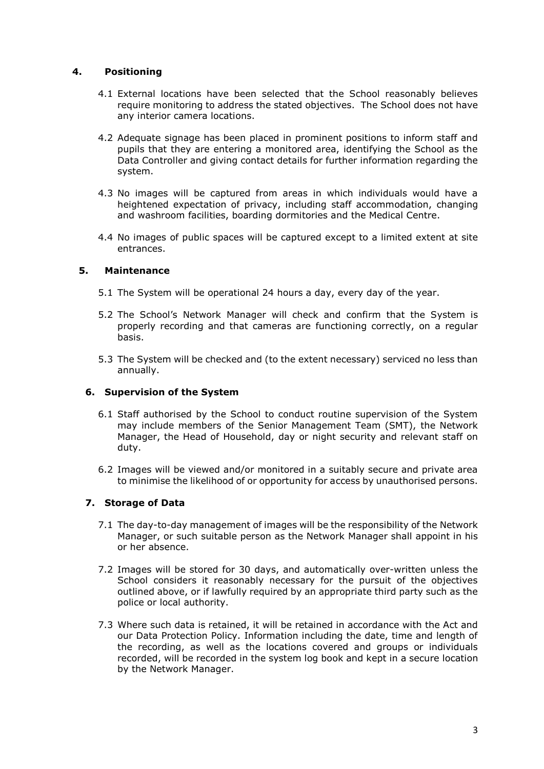## 4. Positioning

4.1 External locations have been selected that the School reasonably believes require monitoring to address the stated objectives. The School does not have any interior camera locations.

4.2 Adequate signage has been placed in prominent positions to inform staff and pupils that they are entering a monitored area, identifying the School as the Data Controller and giving contact details for further information regarding the system.

4.3 No images will be captured from areas in which individuals would have a heightened expectation of privacy, including staff accommodation, changing and washroom facilities, boarding dormitories and the Medical Centre.

4.4 No images of public spaces will be captured except to a limited extent at site entrances.

## 5. Maintenance

5.1 The System will be operational 24 hours a day, every day of the year.

5.2 The School's Network Manager will check and confirm that the System is properly recording and that cameras are functioning correctly, on a regular basis.

5.3 The System will be checked and (to the extent necessary) serviced no less than annually.

## 6. Supervision of the System

6.1 Staff authorised by the School to conduct routine supervision of the System may include members of the Senior Management Team (SMT), the Network Manager, the Head of Household, day or night security and relevant staff on duty.

6.2 Images will be viewed and/or monitored in a suitably secure and private area to minimise the likelihood of or opportunity for access by unauthorised persons.

## 7. Storage of Data

7.1 The day-to-day management of images will be the responsibility of the Network Manager, or such suitable person as the Network Manager shall appoint in his or her absence.

7.2 Images will be stored for 30 days, and automatically over-written unless the School considers it reasonably necessary for the pursuit of the objectives outlined above, or if lawfully required by an appropriate third party such as the police or local authority.

7.3 Where such data is retained, it will be retained in accordance with the Act and our Data Protection Policy. Information including the date, time and length of the recording, as well as the locations covered and groups or individuals recorded, will be recorded in the system log book and kept in a secure location by the Network Manager.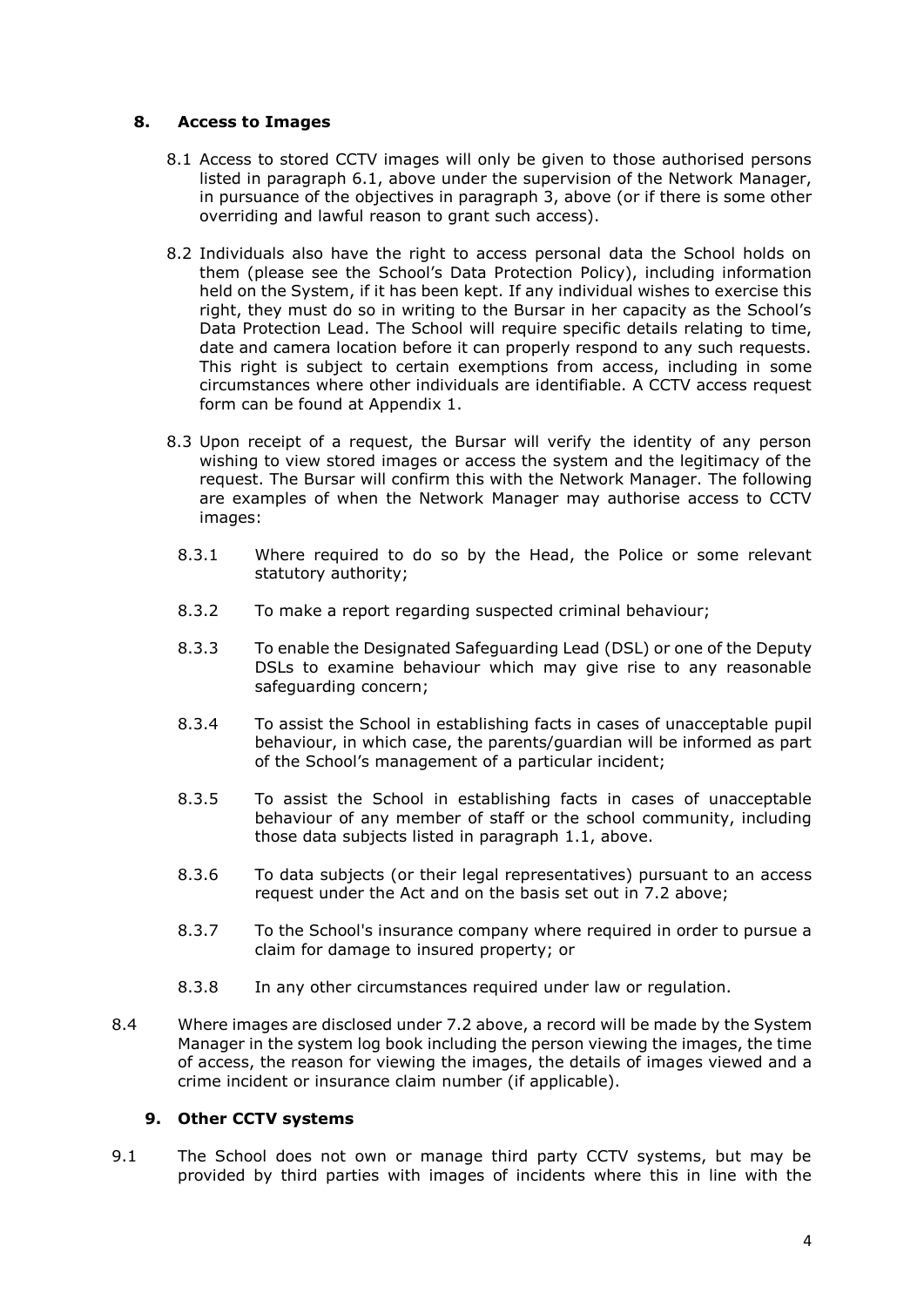## 8. Access to Images

8.1 Access to stored CCTV images will only be given to those authorised persons listed in paragraph 6.1, above under the supervision of the Network Manager, in pursuance of the objectives in paragraph 3, above (or if there is some other overriding and lawful reason to grant such access).

8.2 Individuals also have the right to access personal data the School holds on them (please see the School's Data Protection Policy), including information held on the System, if it has been kept. If any individual wishes to exercise this right, they must do so in writing to the Bursar in her capacity as the School's Data Protection Lead. The School will require specific details relating to time, date and camera location before it can properly respond to any such requests. This right is subject to certain exemptions from access, including in some circumstances where other individuals are identifiable. A CCTV access request form can be found at Appendix 1.

8.3 Upon receipt of a request, the Bursar will verify the identity of any person wishing to view stored images or access the system and the legitimacy of the request. The Bursar will confirm this with the Network Manager. The following are examples of when the Network Manager may authorise access to CCTV images:

8.3.1 Where required to do so by the Head, the Police or some relevant statutory authority;

8.3.2 To make a report regarding suspected criminal behaviour;

8.3.3 To enable the Designated Safeguarding Lead (DSL) or one of the Deputy DSLs to examine behaviour which may give rise to any reasonable safeguarding concern;

8.3.4 To assist the School in establishing facts in cases of unacceptable pupil behaviour, in which case, the parents/guardian will be informed as part of the School's management of a particular incident;

8.3.5 To assist the School in establishing facts in cases of unacceptable behaviour of any member of staff or the school community, including those data subjects listed in paragraph 1.1, above.

8.3.6 To data subjects (or their legal representatives) pursuant to an access request under the Act and on the basis set out in 7.2 above;

8.3.7 To the School's insurance company where required in order to pursue a claim for damage to insured property; or

8.3.8 In any other circumstances required under law or regulation.

8.4 Where images are disclosed under 7.2 above, a record will be made by the System Manager in the system log book including the person viewing the images, the time of access, the reason for viewing the images, the details of images viewed and a crime incident or insurance claim number (if applicable).

## 9. Other CCTV systems

9.1 The School does not own or manage third party CCTV systems, but may be provided by third parties with images of incidents where this in line with the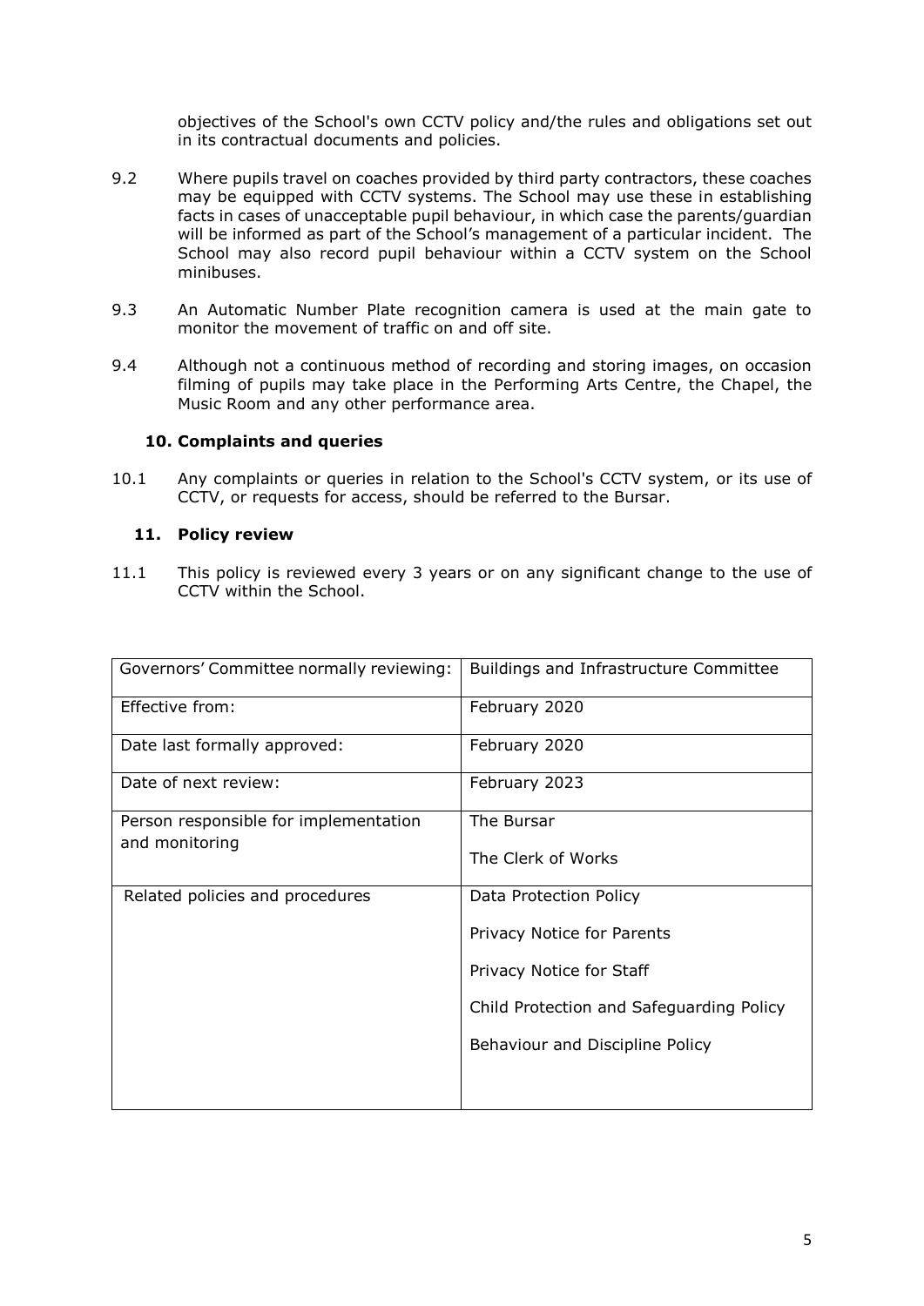objectives of the School's own CCTV policy and/the rules and obligations set out in its contractual documents and policies.

9.2 Where pupils travel on coaches provided by third party contractors, these coaches may be equipped with CCTV systems. The School may use these in establishing facts in cases of unacceptable pupil behaviour, in which case the parents/guardian will be informed as part of the School's management of a particular incident. The School may also record pupil behaviour within a CCTV system on the School minibuses.

9.3 An Automatic Number Plate recognition camera is used at the main gate to monitor the movement of traffic on and off site.

9.4 Although not a continuous method of recording and storing images, on occasion filming of pupils may take place in the Performing Arts Centre, the Chapel, the Music Room and any other performance area.

### 10. Complaints and queries

10.1 Any complaints or queries in relation to the School's CCTV system, or its use of CCTV, or requests for access, should be referred to the Bursar.

### 11. Policy review

11.1 This policy is reviewed every 3 years or on any significant change to the use of CCTV within the School.

| Governors' Committee normally reviewing: | Buildings and Infrastructure Committee |
|---|---|
| Effective from: | February 2020 |
| Date last formally approved: | February 2020 |
| Date of next review: | February 2023 |
| Person responsible for implementation and monitoring | The Bursar<br>The Clerk of Works |
| Related policies and procedures | Data Protection Policy<br>Privacy Notice for Parents<br>Privacy Notice for Staff<br>Child Protection and Safeguarding Policy<br>Behaviour and Discipline Policy |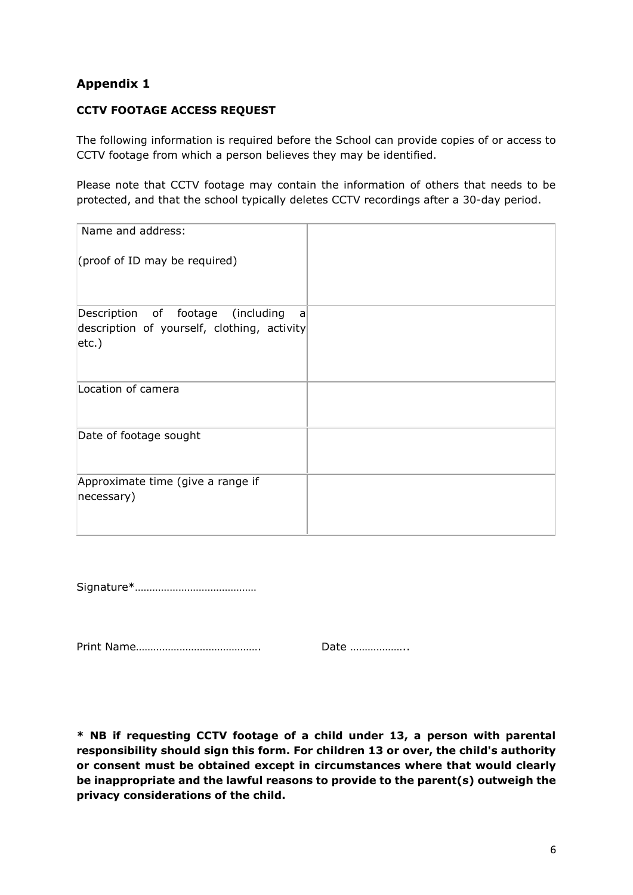## Appendix 1

**CCTV FOOTAGE ACCESS REQUEST**

The following information is required before the School can provide copies of or access to CCTV footage from which a person believes they may be identified.

Please note that CCTV footage may contain the information of others that needs to be protected, and that the school typically deletes CCTV recordings after a 30-day period.

| | |
|---|---|
| Name and address:<br><br>(proof of ID may be required) | |
| Description of footage (including a description of yourself, clothing, activity etc.) | |
| Location of camera | |
| Date of footage sought | |
| Approximate time (give a range if necessary) | |

Signature*……………………………………

Print Name……………………………………. Date ………………..

**\* NB if requesting CCTV footage of a child under 13, a person with parental responsibility should sign this form. For children 13 or over, the child's authority or consent must be obtained except in circumstances where that would clearly be inappropriate and the lawful reasons to provide to the parent(s) outweigh the privacy considerations of the child.**